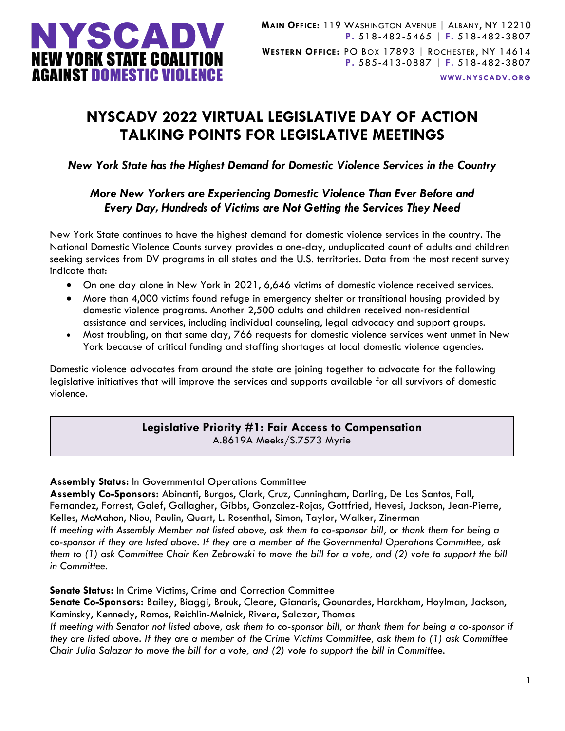**NYSCADV**
**NEW YORK STATE COALITION AGAINST DOMESTIC VIOLENCE**

**MAIN OFFICE:** 119 WASHINGTON AVENUE | ALBANY, NY 12210
**P.** 518-482-5465 | **F.** 518-482-3807

**WESTERN OFFICE:** PO BOX 17893 | ROCHESTER, NY 14614
**P.** 585-413-0887 | **F.** 518-482-3807

WWW.NYSCADV.ORG

# NYSCADV 2022 VIRTUAL LEGISLATIVE DAY OF ACTION TALKING POINTS FOR LEGISLATIVE MEETINGS

***New York State has the Highest Demand for Domestic Violence Services in the Country***

***More New Yorkers are Experiencing Domestic Violence Than Ever Before and Every Day, Hundreds of Victims are Not Getting the Services They Need***

New York State continues to have the highest demand for domestic violence services in the country. The National Domestic Violence Counts survey provides a one-day, unduplicated count of adults and children seeking services from DV programs in all states and the U.S. territories. Data from the most recent survey indicate that:

- On one day alone in New York in 2021, 6,646 victims of domestic violence received services.
- More than 4,000 victims found refuge in emergency shelter or transitional housing provided by domestic violence programs. Another 2,500 adults and children received non-residential assistance and services, including individual counseling, legal advocacy and support groups.
- Most troubling, on that same day, 766 requests for domestic violence services went unmet in New York because of critical funding and staffing shortages at local domestic violence agencies.

Domestic violence advocates from around the state are joining together to advocate for the following legislative initiatives that will improve the services and supports available for all survivors of domestic violence.

## Legislative Priority #1: Fair Access to Compensation

A.8619A Meeks/S.7573 Myrie

**Assembly Status:** In Governmental Operations Committee

**Assembly Co-Sponsors:** Abinanti, Burgos, Clark, Cruz, Cunningham, Darling, De Los Santos, Fall, Fernandez, Forrest, Galef, Gallagher, Gibbs, Gonzalez-Rojas, Gottfried, Hevesi, Jackson, Jean-Pierre, Kelles, McMahon, Niou, Paulin, Quart, L. Rosenthal, Simon, Taylor, Walker, Zinerman

*If meeting with Assembly Member not listed above, ask them to co-sponsor bill, or thank them for being a co-sponsor if they are listed above. If they are a member of the Governmental Operations Committee, ask them to (1) ask Committee Chair Ken Zebrowski to move the bill for a vote, and (2) vote to support the bill in Committee.*

**Senate Status:** In Crime Victims, Crime and Correction Committee

**Senate Co-Sponsors:** Bailey, Biaggi, Brouk, Cleare, Gianaris, Gounardes, Harckham, Hoylman, Jackson, Kaminsky, Kennedy, Ramos, Reichlin-Melnick, Rivera, Salazar, Thomas

*If meeting with Senator not listed above, ask them to co-sponsor bill, or thank them for being a co-sponsor if they are listed above. If they are a member of the Crime Victims Committee, ask them to (1) ask Committee Chair Julia Salazar to move the bill for a vote, and (2) vote to support the bill in Committee.*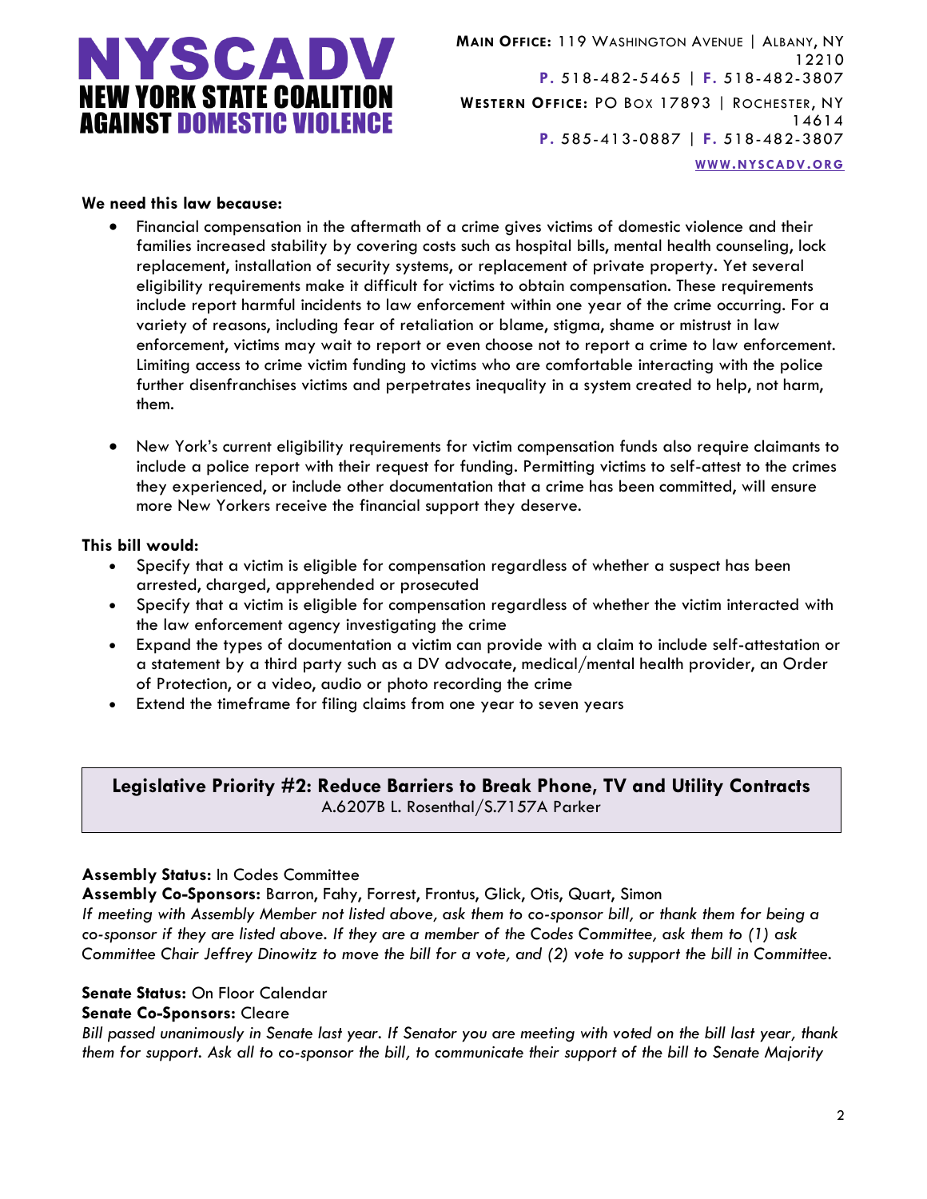**We need this law because:**

- Financial compensation in the aftermath of a crime gives victims of domestic violence and their families increased stability by covering costs such as hospital bills, mental health counseling, lock replacement, installation of security systems, or replacement of private property. Yet several eligibility requirements make it difficult for victims to obtain compensation. These requirements include report harmful incidents to law enforcement within one year of the crime occurring. For a variety of reasons, including fear of retaliation or blame, stigma, shame or mistrust in law enforcement, victims may wait to report or even choose not to report a crime to law enforcement. Limiting access to crime victim funding to victims who are comfortable interacting with the police further disenfranchises victims and perpetrates inequality in a system created to help, not harm, them.

- New York's current eligibility requirements for victim compensation funds also require claimants to include a police report with their request for funding. Permitting victims to self-attest to the crimes they experienced, or include other documentation that a crime has been committed, will ensure more New Yorkers receive the financial support they deserve.

**This bill would:**

- Specify that a victim is eligible for compensation regardless of whether a suspect has been arrested, charged, apprehended or prosecuted
- Specify that a victim is eligible for compensation regardless of whether the victim interacted with the law enforcement agency investigating the crime
- Expand the types of documentation a victim can provide with a claim to include self-attestation or a statement by a third party such as a DV advocate, medical/mental health provider, an Order of Protection, or a video, audio or photo recording the crime
- Extend the timeframe for filing claims from one year to seven years

## Legislative Priority #2: Reduce Barriers to Break Phone, TV and Utility Contracts

A.6207B L. Rosenthal/S.7157A Parker

**Assembly Status:** In Codes Committee

**Assembly Co-Sponsors:** Barron, Fahy, Forrest, Frontus, Glick, Otis, Quart, Simon

*If meeting with Assembly Member not listed above, ask them to co-sponsor bill, or thank them for being a co-sponsor if they are listed above. If they are a member of the Codes Committee, ask them to (1) ask Committee Chair Jeffrey Dinowitz to move the bill for a vote, and (2) vote to support the bill in Committee.*

**Senate Status:** On Floor Calendar

**Senate Co-Sponsors:** Cleare

*Bill passed unanimously in Senate last year. If Senator you are meeting with voted on the bill last year, thank them for support. Ask all to co-sponsor the bill, to communicate their support of the bill to Senate Majority*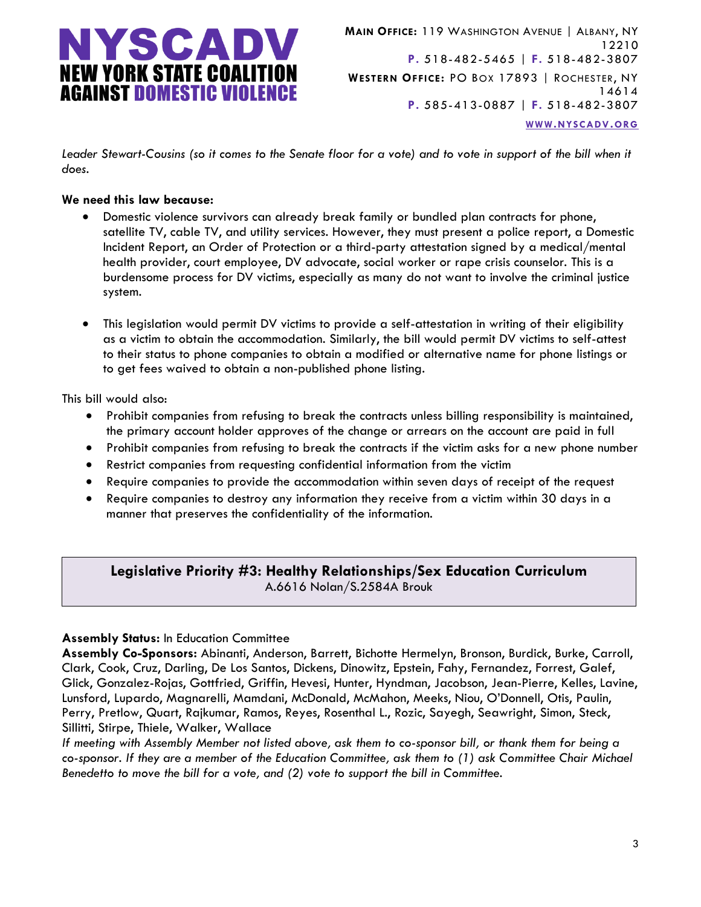*Leader Stewart-Cousins (so it comes to the Senate floor for a vote) and to vote in support of the bill when it does.*

**We need this law because:**

- Domestic violence survivors can already break family or bundled plan contracts for phone, satellite TV, cable TV, and utility services. However, they must present a police report, a Domestic Incident Report, an Order of Protection or a third-party attestation signed by a medical/mental health provider, court employee, DV advocate, social worker or rape crisis counselor. This is a burdensome process for DV victims, especially as many do not want to involve the criminal justice system.

- This legislation would permit DV victims to provide a self-attestation in writing of their eligibility as a victim to obtain the accommodation. Similarly, the bill would permit DV victims to self-attest to their status to phone companies to obtain a modified or alternative name for phone listings or to get fees waived to obtain a non-published phone listing.

This bill would also:

- Prohibit companies from refusing to break the contracts unless billing responsibility is maintained, the primary account holder approves of the change or arrears on the account are paid in full
- Prohibit companies from refusing to break the contracts if the victim asks for a new phone number
- Restrict companies from requesting confidential information from the victim
- Require companies to provide the accommodation within seven days of receipt of the request
- Require companies to destroy any information they receive from a victim within 30 days in a manner that preserves the confidentiality of the information.

## Legislative Priority #3: Healthy Relationships/Sex Education Curriculum

A.6616 Nolan/S.2584A Brouk

**Assembly Status:** In Education Committee
**Assembly Co-Sponsors:** Abinanti, Anderson, Barrett, Bichotte Hermelyn, Bronson, Burdick, Burke, Carroll, Clark, Cook, Cruz, Darling, De Los Santos, Dickens, Dinowitz, Epstein, Fahy, Fernandez, Forrest, Galef, Glick, Gonzalez-Rojas, Gottfried, Griffin, Hevesi, Hunter, Hyndman, Jacobson, Jean-Pierre, Kelles, Lavine, Lunsford, Lupardo, Magnarelli, Mamdani, McDonald, McMahon, Meeks, Niou, O'Donnell, Otis, Paulin, Perry, Pretlow, Quart, Rajkumar, Ramos, Reyes, Rosenthal L., Rozic, Sayegh, Seawright, Simon, Steck, Sillitti, Stirpe, Thiele, Walker, Wallace
*If meeting with Assembly Member not listed above, ask them to co-sponsor bill, or thank them for being a co-sponsor. If they are a member of the Education Committee, ask them to (1) ask Committee Chair Michael Benedetto to move the bill for a vote, and (2) vote to support the bill in Committee.*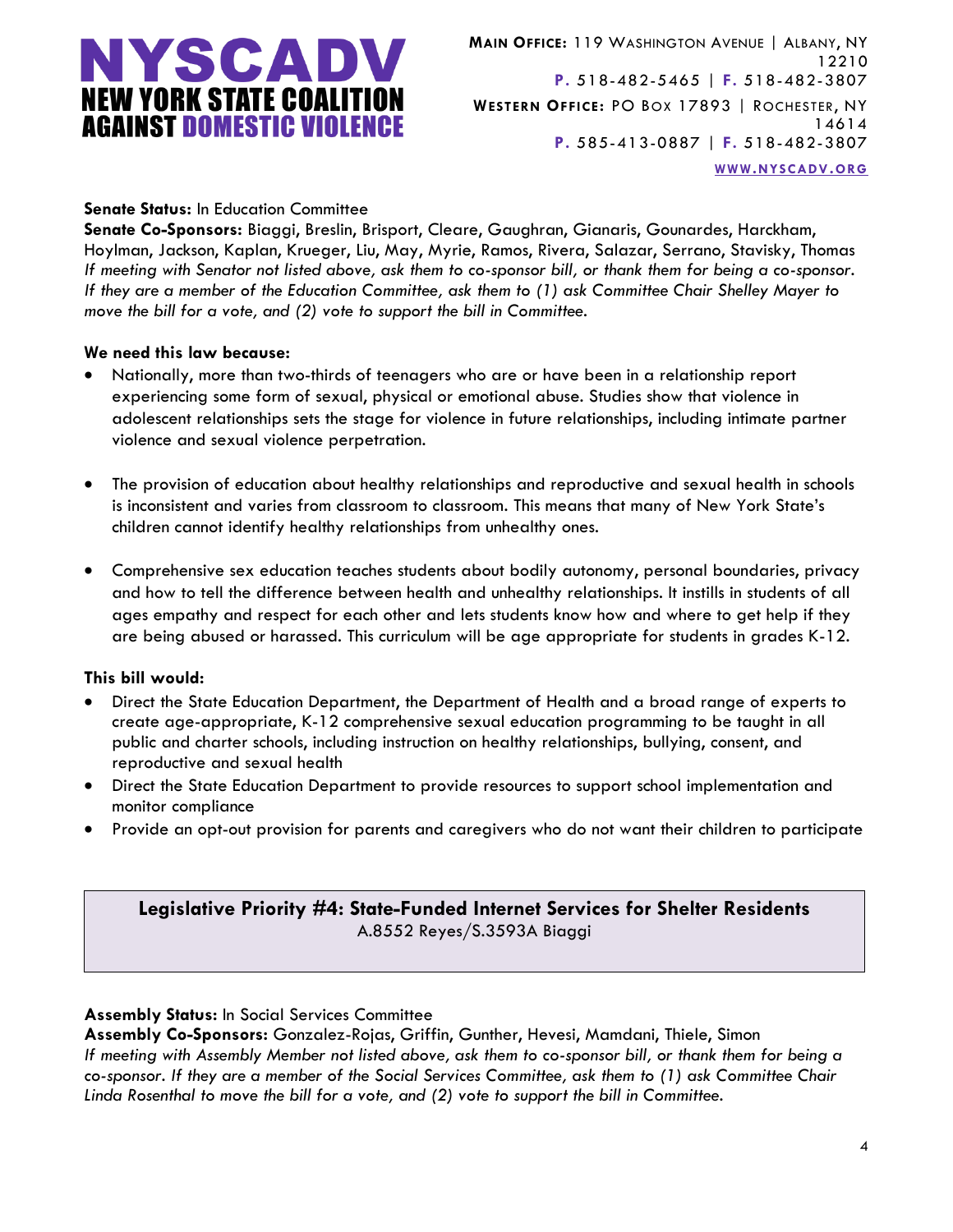**Senate Status:** In Education Committee

**Senate Co-Sponsors:** Biaggi, Breslin, Brisport, Cleare, Gaughran, Gianaris, Gounardes, Harckham, Hoylman, Jackson, Kaplan, Krueger, Liu, May, Myrie, Ramos, Rivera, Salazar, Serrano, Stavisky, Thomas

*If meeting with Senator not listed above, ask them to co-sponsor bill, or thank them for being a co-sponsor. If they are a member of the Education Committee, ask them to (1) ask Committee Chair Shelley Mayer to move the bill for a vote, and (2) vote to support the bill in Committee.*

**We need this law because:**

- Nationally, more than two-thirds of teenagers who are or have been in a relationship report experiencing some form of sexual, physical or emotional abuse. Studies show that violence in adolescent relationships sets the stage for violence in future relationships, including intimate partner violence and sexual violence perpetration.
- The provision of education about healthy relationships and reproductive and sexual health in schools is inconsistent and varies from classroom to classroom. This means that many of New York State's children cannot identify healthy relationships from unhealthy ones.
- Comprehensive sex education teaches students about bodily autonomy, personal boundaries, privacy and how to tell the difference between health and unhealthy relationships. It instills in students of all ages empathy and respect for each other and lets students know how and where to get help if they are being abused or harassed. This curriculum will be age appropriate for students in grades K-12.

**This bill would:**

- Direct the State Education Department, the Department of Health and a broad range of experts to create age-appropriate, K-12 comprehensive sexual education programming to be taught in all public and charter schools, including instruction on healthy relationships, bullying, consent, and reproductive and sexual health
- Direct the State Education Department to provide resources to support school implementation and monitor compliance
- Provide an opt-out provision for parents and caregivers who do not want their children to participate

## Legislative Priority #4: State-Funded Internet Services for Shelter Residents

A.8552 Reyes/S.3593A Biaggi

**Assembly Status:** In Social Services Committee

**Assembly Co-Sponsors:** Gonzalez-Rojas, Griffin, Gunther, Hevesi, Mamdani, Thiele, Simon

*If meeting with Assembly Member not listed above, ask them to co-sponsor bill, or thank them for being a co-sponsor. If they are a member of the Social Services Committee, ask them to (1) ask Committee Chair Linda Rosenthal to move the bill for a vote, and (2) vote to support the bill in Committee.*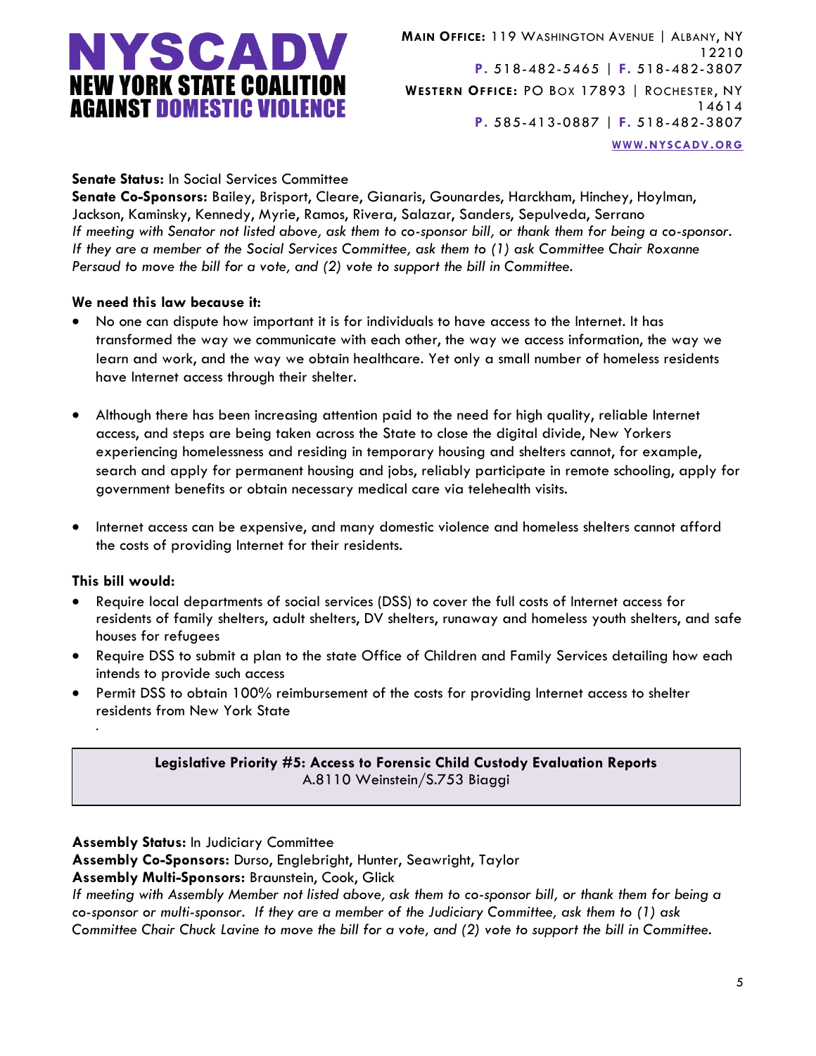**Senate Status:** In Social Services Committee
**Senate Co-Sponsors:** Bailey, Brisport, Cleare, Gianaris, Gounardes, Harckham, Hinchey, Hoylman, Jackson, Kaminsky, Kennedy, Myrie, Ramos, Rivera, Salazar, Sanders, Sepulveda, Serrano
*If meeting with Senator not listed above, ask them to co-sponsor bill, or thank them for being a co-sponsor. If they are a member of the Social Services Committee, ask them to (1) ask Committee Chair Roxanne Persaud to move the bill for a vote, and (2) vote to support the bill in Committee.*

**We need this law because it:**

- No one can dispute how important it is for individuals to have access to the Internet. It has transformed the way we communicate with each other, the way we access information, the way we learn and work, and the way we obtain healthcare. Yet only a small number of homeless residents have Internet access through their shelter.
- Although there has been increasing attention paid to the need for high quality, reliable Internet access, and steps are being taken across the State to close the digital divide, New Yorkers experiencing homelessness and residing in temporary housing and shelters cannot, for example, search and apply for permanent housing and jobs, reliably participate in remote schooling, apply for government benefits or obtain necessary medical care via telehealth visits.
- Internet access can be expensive, and many domestic violence and homeless shelters cannot afford the costs of providing Internet for their residents.

**This bill would:**

- Require local departments of social services (DSS) to cover the full costs of Internet access for residents of family shelters, adult shelters, DV shelters, runaway and homeless youth shelters, and safe houses for refugees
- Require DSS to submit a plan to the state Office of Children and Family Services detailing how each intends to provide such access
- Permit DSS to obtain 100% reimbursement of the costs for providing Internet access to shelter residents from New York State

.

**Legislative Priority #5: Access to Forensic Child Custody Evaluation Reports**
A.8110 Weinstein/S.753 Biaggi

**Assembly Status:** In Judiciary Committee
**Assembly Co-Sponsors:** Durso, Englebright, Hunter, Seawright, Taylor
**Assembly Multi-Sponsors:** Braunstein, Cook, Glick
*If meeting with Assembly Member not listed above, ask them to co-sponsor bill, or thank them for being a co-sponsor or multi-sponsor. If they are a member of the Judiciary Committee, ask them to (1) ask Committee Chair Chuck Lavine to move the bill for a vote, and (2) vote to support the bill in Committee.*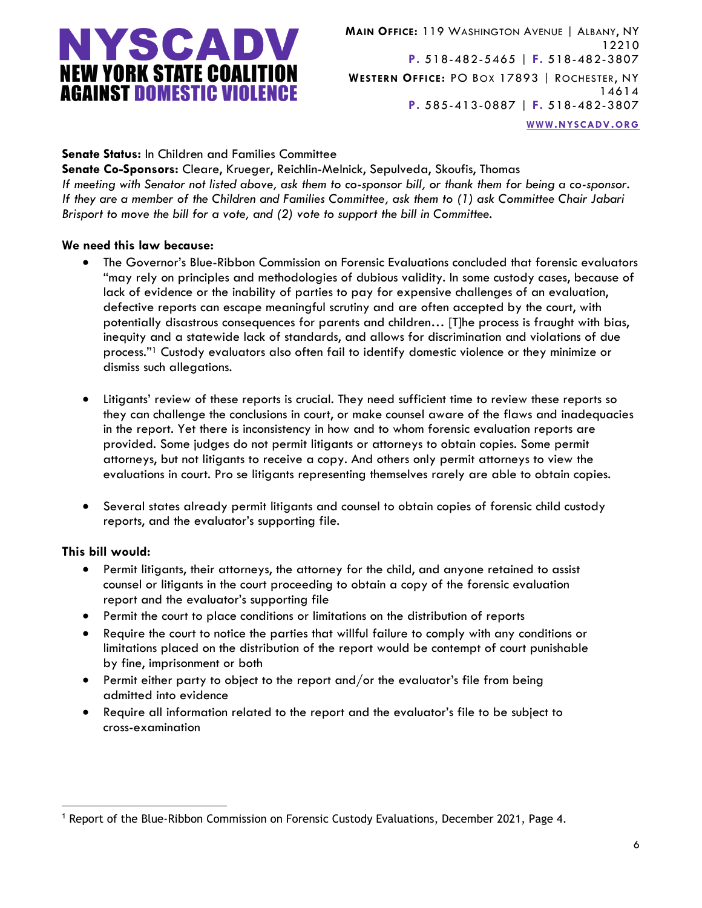**Senate Status:** In Children and Families Committee

**Senate Co-Sponsors:** Cleare, Krueger, Reichlin-Melnick, Sepulveda, Skoufis, Thomas

*If meeting with Senator not listed above, ask them to co-sponsor bill, or thank them for being a co-sponsor. If they are a member of the Children and Families Committee, ask them to (1) ask Committee Chair Jabari Brisport to move the bill for a vote, and (2) vote to support the bill in Committee.*

**We need this law because:**

- The Governor's Blue-Ribbon Commission on Forensic Evaluations concluded that forensic evaluators "may rely on principles and methodologies of dubious validity. In some custody cases, because of lack of evidence or the inability of parties to pay for expensive challenges of an evaluation, defective reports can escape meaningful scrutiny and are often accepted by the court, with potentially disastrous consequences for parents and children… [T]he process is fraught with bias, inequity and a statewide lack of standards, and allows for discrimination and violations of due process."[1] Custody evaluators also often fail to identify domestic violence or they minimize or dismiss such allegations.

- Litigants' review of these reports is crucial. They need sufficient time to review these reports so they can challenge the conclusions in court, or make counsel aware of the flaws and inadequacies in the report. Yet there is inconsistency in how and to whom forensic evaluation reports are provided. Some judges do not permit litigants or attorneys to obtain copies. Some permit attorneys, but not litigants to receive a copy. And others only permit attorneys to view the evaluations in court. Pro se litigants representing themselves rarely are able to obtain copies.

- Several states already permit litigants and counsel to obtain copies of forensic child custody reports, and the evaluator's supporting file.

**This bill would:**

- Permit litigants, their attorneys, the attorney for the child, and anyone retained to assist counsel or litigants in the court proceeding to obtain a copy of the forensic evaluation report and the evaluator's supporting file
- Permit the court to place conditions or limitations on the distribution of reports
- Require the court to notice the parties that willful failure to comply with any conditions or limitations placed on the distribution of the report would be contempt of court punishable by fine, imprisonment or both
- Permit either party to object to the report and/or the evaluator's file from being admitted into evidence
- Require all information related to the report and the evaluator's file to be subject to cross-examination

[1] Report of the Blue-Ribbon Commission on Forensic Custody Evaluations, December 2021, Page 4.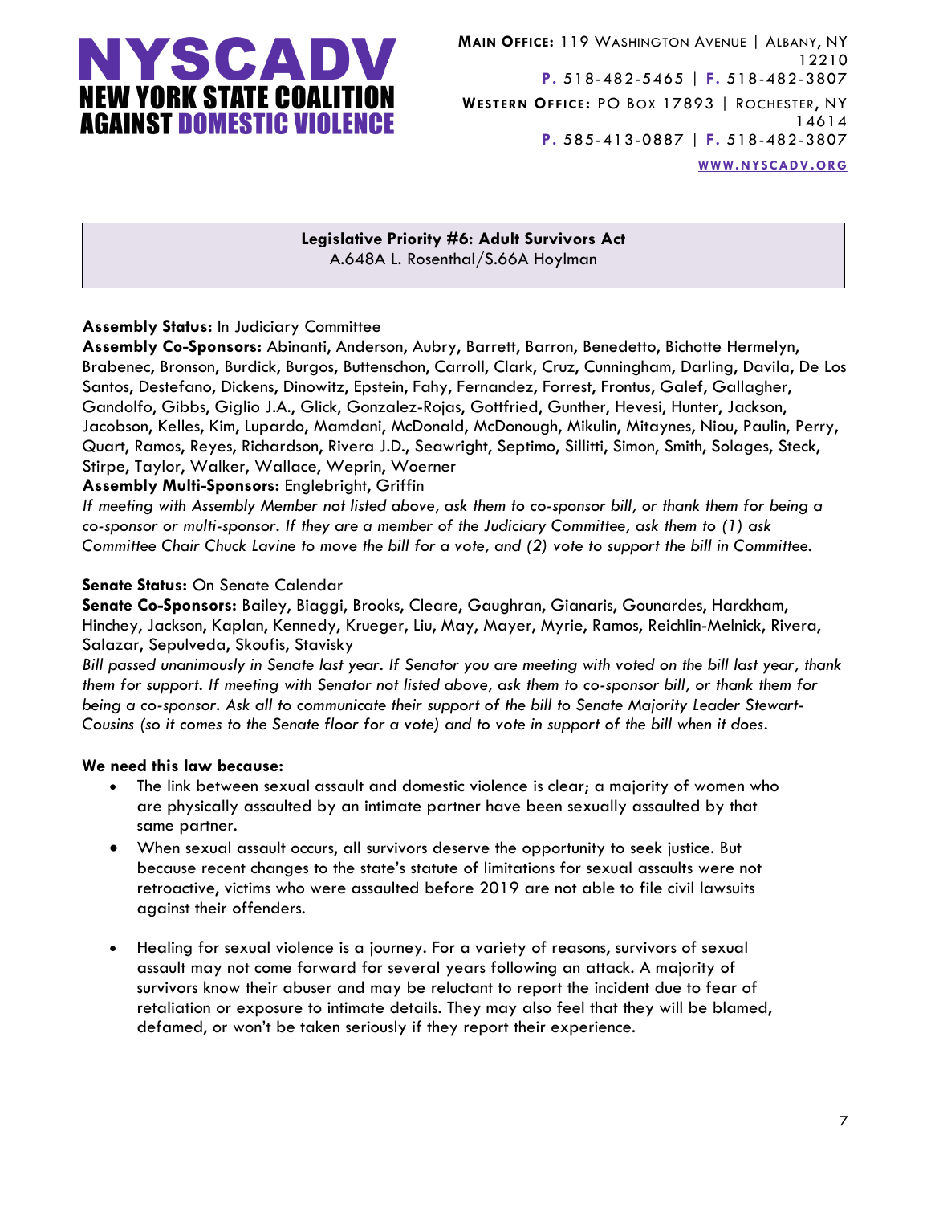# NYSCADV
## NEW YORK STATE COALITION AGAINST DOMESTIC VIOLENCE

**MAIN OFFICE:** 119 WASHINGTON AVENUE | ALBANY, NY 12210
**P.** 518-482-5465 | **F.** 518-482-3807
**WESTERN OFFICE:** PO BOX 17893 | ROCHESTER, NY 14614
**P.** 585-413-0887 | **F.** 518-482-3807
WWW.NYSCADV.ORG

**Legislative Priority #6: Adult Survivors Act**
A.648A L. Rosenthal/S.66A Hoylman

**Assembly Status:** In Judiciary Committee
**Assembly Co-Sponsors:** Abinanti, Anderson, Aubry, Barrett, Barron, Benedetto, Bichotte Hermelyn, Brabenec, Bronson, Burdick, Burgos, Buttenschon, Carroll, Clark, Cruz, Cunningham, Darling, Davila, De Los Santos, Destefano, Dickens, Dinowitz, Epstein, Fahy, Fernandez, Forrest, Frontus, Galef, Gallagher, Gandolfo, Gibbs, Giglio J.A., Glick, Gonzalez-Rojas, Gottfried, Gunther, Hevesi, Hunter, Jackson, Jacobson, Kelles, Kim, Lupardo, Mamdani, McDonald, McDonough, Mikulin, Mitaynes, Niou, Paulin, Perry, Quart, Ramos, Reyes, Richardson, Rivera J.D., Seawright, Septimo, Sillitti, Simon, Smith, Solages, Steck, Stirpe, Taylor, Walker, Wallace, Weprin, Woerner
**Assembly Multi-Sponsors:** Englebright, Griffin
*If meeting with Assembly Member not listed above, ask them to co-sponsor bill, or thank them for being a co-sponsor or multi-sponsor. If they are a member of the Judiciary Committee, ask them to (1) ask Committee Chair Chuck Lavine to move the bill for a vote, and (2) vote to support the bill in Committee.*

**Senate Status:** On Senate Calendar
**Senate Co-Sponsors:** Bailey, Biaggi, Brooks, Cleare, Gaughran, Gianaris, Gounardes, Harckham, Hinchey, Jackson, Kaplan, Kennedy, Krueger, Liu, May, Mayer, Myrie, Ramos, Reichlin-Melnick, Rivera, Salazar, Sepulveda, Skoufis, Stavisky
*Bill passed unanimously in Senate last year. If Senator you are meeting with voted on the bill last year, thank them for support. If meeting with Senator not listed above, ask them to co-sponsor bill, or thank them for being a co-sponsor. Ask all to communicate their support of the bill to Senate Majority Leader Stewart-Cousins (so it comes to the Senate floor for a vote) and to vote in support of the bill when it does.*

**We need this law because:**

- The link between sexual assault and domestic violence is clear; a majority of women who are physically assaulted by an intimate partner have been sexually assaulted by that same partner.
- When sexual assault occurs, all survivors deserve the opportunity to seek justice. But because recent changes to the state's statute of limitations for sexual assaults were not retroactive, victims who were assaulted before 2019 are not able to file civil lawsuits against their offenders.
- Healing for sexual violence is a journey. For a variety of reasons, survivors of sexual assault may not come forward for several years following an attack. A majority of survivors know their abuser and may be reluctant to report the incident due to fear of retaliation or exposure to intimate details. They may also feel that they will be blamed, defamed, or won't be taken seriously if they report their experience.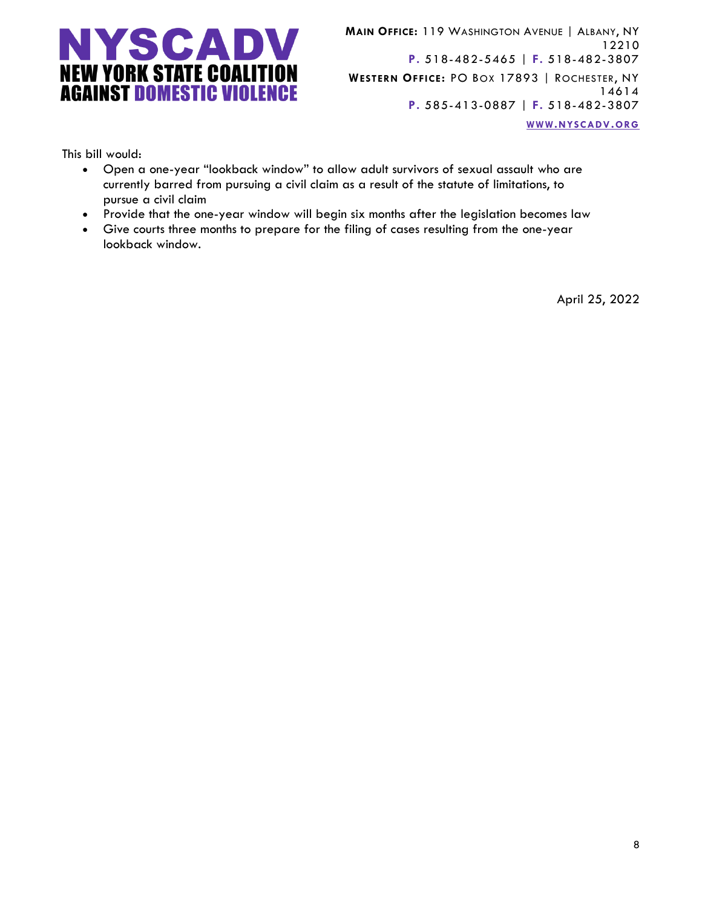This bill would:

- Open a one-year "lookback window" to allow adult survivors of sexual assault who are currently barred from pursuing a civil claim as a result of the statute of limitations, to pursue a civil claim
- Provide that the one-year window will begin six months after the legislation becomes law
- Give courts three months to prepare for the filing of cases resulting from the one-year lookback window.

April 25, 2022